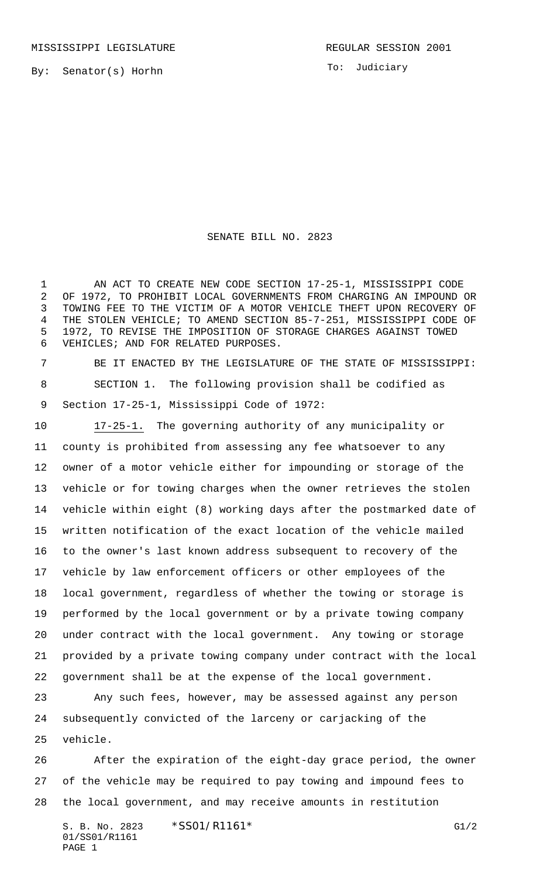MISSISSIPPI LEGISLATURE REGULAR SESSION 2001

By: Senator(s) Horhn

To: Judiciary

# SENATE BILL NO. 2823

AN ACT TO CREATE NEW CODE SECTION 17-25-1, MISSISSIPPI CODE OF 1972, TO PROHIBIT LOCAL GOVERNMENTS FROM CHARGING AN IMPOUND OR TOWING FEE TO THE VICTIM OF A MOTOR VEHICLE THEFT UPON RECOVERY OF THE STOLEN VEHICLE; TO AMEND SECTION 85-7-251, MISSISSIPPI CODE OF 1972, TO REVISE THE IMPOSITION OF STORAGE CHARGES AGAINST TOWED VEHICLES; AND FOR RELATED PURPOSES.

BE IT ENACTED BY THE LEGISLATURE OF THE STATE OF MISSISSIPPI:

SECTION 1. The following provision shall be codified as Section 17-25-1, Mississippi Code of 1972:

17-25-1. The governing authority of any municipality or county is prohibited from assessing any fee whatsoever to any owner of a motor vehicle either for impounding or storage of the vehicle or for towing charges when the owner retrieves the stolen vehicle within eight (8) working days after the postmarked date of written notification of the exact location of the vehicle mailed to the owner's last known address subsequent to recovery of the vehicle by law enforcement officers or other employees of the local government, regardless of whether the towing or storage is performed by the local government or by a private towing company under contract with the local government. Any towing or storage provided by a private towing company under contract with the local government shall be at the expense of the local government.

Any such fees, however, may be assessed against any person subsequently convicted of the larceny or carjacking of the vehicle.

After the expiration of the eight-day grace period, the owner of the vehicle may be required to pay towing and impound fees to the local government, and may receive amounts in restitution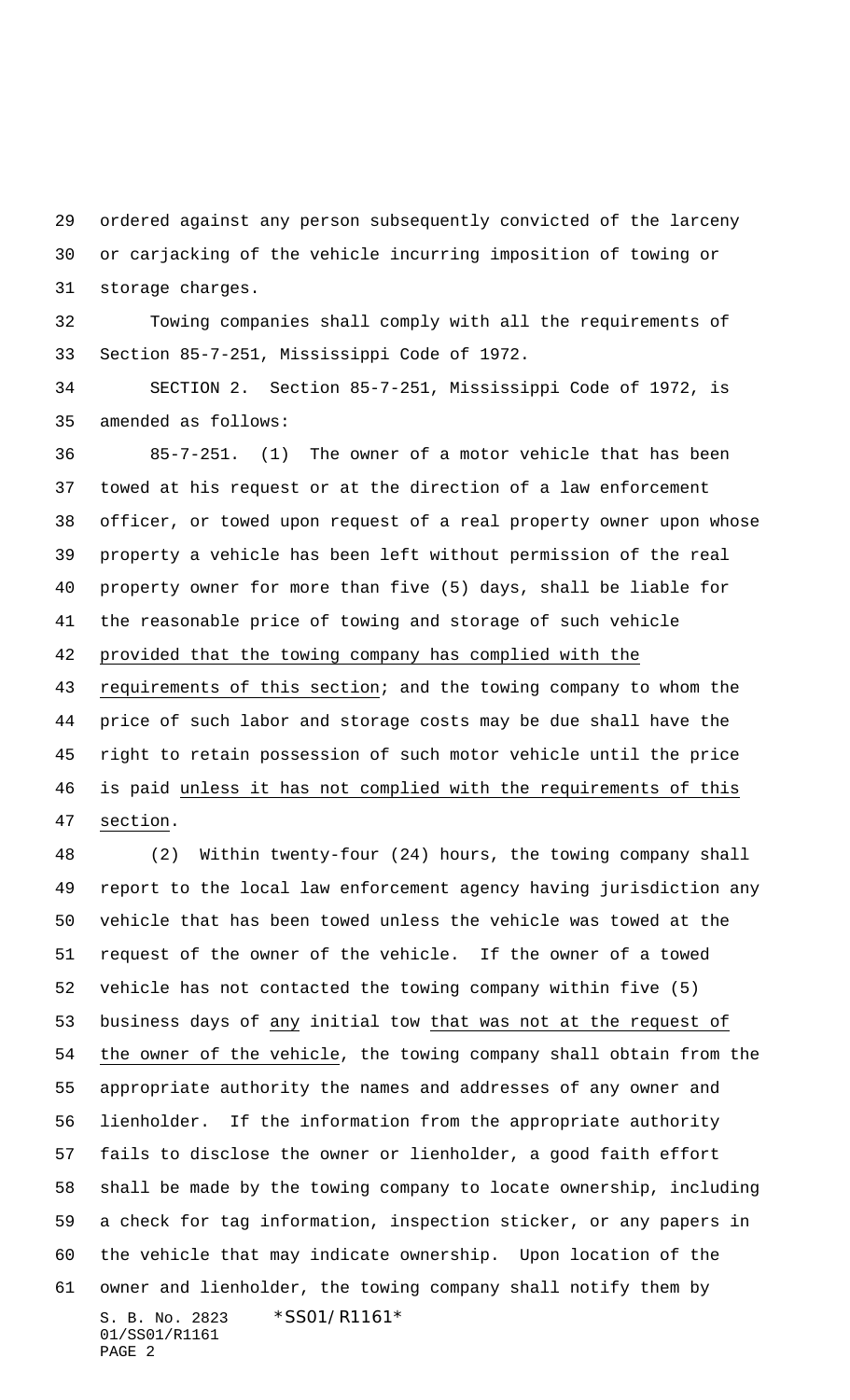ordered against any person subsequently convicted of the larceny or carjacking of the vehicle incurring imposition of towing or storage charges.

Towing companies shall comply with all the requirements of Section 85-7-251, Mississippi Code of 1972.

SECTION 2. Section 85-7-251, Mississippi Code of 1972, is amended as follows:

85-7-251. (1) The owner of a motor vehicle that has been towed at his request or at the direction of a law enforcement officer, or towed upon request of a real property owner upon whose property a vehicle has been left without permission of the real property owner for more than five (5) days, shall be liable for the reasonable price of towing and storage of such vehicle provided that the towing company has complied with the requirements of this section; and the towing company to whom the price of such labor and storage costs may be due shall have the right to retain possession of such motor vehicle until the price is paid unless it has not complied with the requirements of this section.

(2) Within twenty-four (24) hours, the towing company shall report to the local law enforcement agency having jurisdiction any vehicle that has been towed unless the vehicle was towed at the request of the owner of the vehicle. If the owner of a towed vehicle has not contacted the towing company within five (5) business days of any initial tow that was not at the request of the owner of the vehicle, the towing company shall obtain from the appropriate authority the names and addresses of any owner and lienholder. If the information from the appropriate authority fails to disclose the owner or lienholder, a good faith effort shall be made by the towing company to locate ownership, including a check for tag information, inspection sticker, or any papers in the vehicle that may indicate ownership. Upon location of the owner and lienholder, the towing company shall notify them by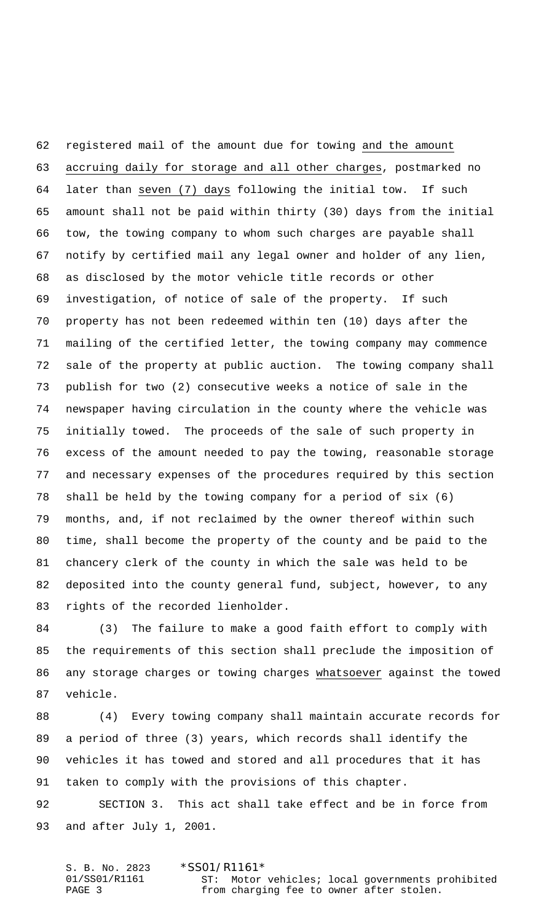registered mail of the amount due for towing <u>and the amount accruing daily for storage and all other charges</u>, postmarked no later than <u>seven (7) days</u> following the initial tow. If such amount shall not be paid within thirty (30) days from the initial tow, the towing company to whom such charges are payable shall notify by certified mail any legal owner and holder of any lien, as disclosed by the motor vehicle title records or other investigation, of notice of sale of the property. If such property has not been redeemed within ten (10) days after the mailing of the certified letter, the towing company may commence sale of the property at public auction. The towing company shall publish for two (2) consecutive weeks a notice of sale in the newspaper having circulation in the county where the vehicle was initially towed. The proceeds of the sale of such property in excess of the amount needed to pay the towing, reasonable storage and necessary expenses of the procedures required by this section shall be held by the towing company for a period of six (6) months, and, if not reclaimed by the owner thereof within such time, shall become the property of the county and be paid to the chancery clerk of the county in which the sale was held to be deposited into the county general fund, subject, however, to any rights of the recorded lienholder.

(3) The failure to make a good faith effort to comply with the requirements of this section shall preclude the imposition of any storage charges or towing charges <u>whatsoever</u> against the towed vehicle.

(4) Every towing company shall maintain accurate records for a period of three (3) years, which records shall identify the vehicles it has towed and stored and all procedures that it has taken to comply with the provisions of this chapter.

SECTION 3. This act shall take effect and be in force from and after July 1, 2001.

S. B. No. 2823 \*SS01/R1161\*
01/SS01/R1161
ST: Motor vehicles; local governments prohibited from charging fee to owner after stolen.